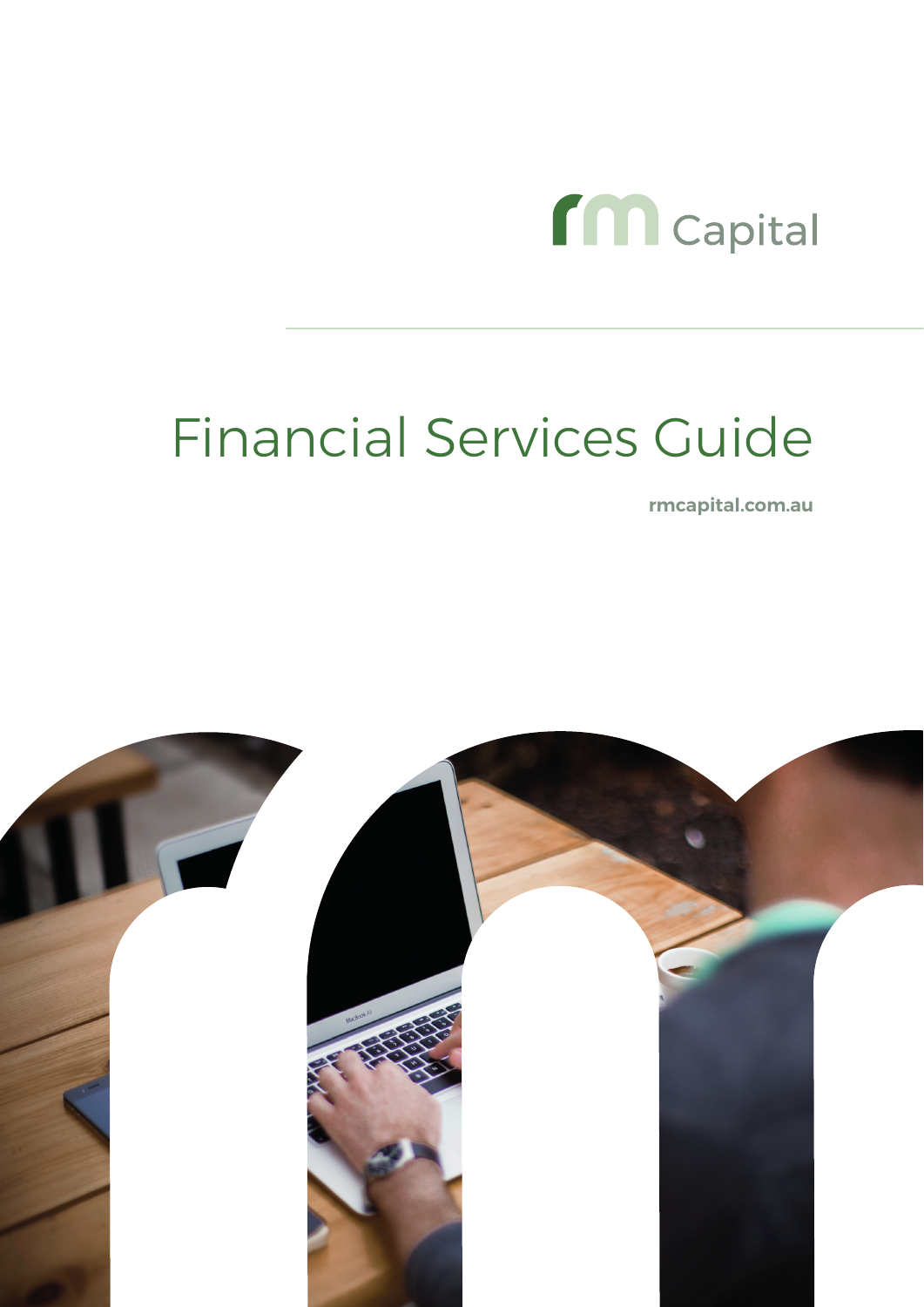rm Capital

# Financial Services Guide

**rmcapital.com.au**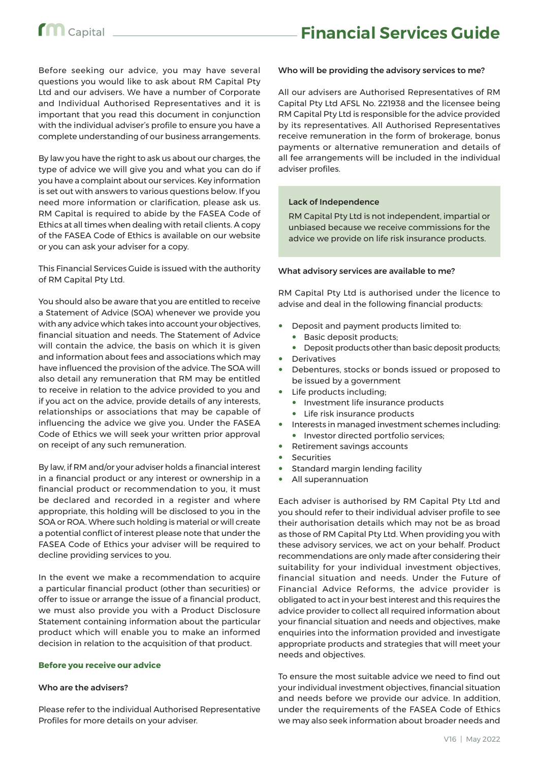Before seeking our advice, you may have several questions you would like to ask about RM Capital Pty Ltd and our advisers. We have a number of Corporate and Individual Authorised Representatives and it is important that you read this document in conjunction with the individual adviser's profile to ensure you have a complete understanding of our business arrangements.

By law you have the right to ask us about our charges, the type of advice we will give you and what you can do if you have a complaint about our services. Key information is set out with answers to various questions below. If you need more information or clarification, please ask us. RM Capital is required to abide by the FASEA Code of Ethics at all times when dealing with retail clients. A copy of the FASEA Code of Ethics is available on our website or you can ask your adviser for a copy.

This Financial Services Guide is issued with the authority of RM Capital Pty Ltd.

You should also be aware that you are entitled to receive a Statement of Advice (SOA) whenever we provide you with any advice which takes into account your objectives, financial situation and needs. The Statement of Advice will contain the advice, the basis on which it is given and information about fees and associations which may have influenced the provision of the advice. The SOA will also detail any remuneration that RM may be entitled to receive in relation to the advice provided to you and if you act on the advice, provide details of any interests, relationships or associations that may be capable of influencing the advice we give you. Under the FASEA Code of Ethics we will seek your written prior approval on receipt of any such remuneration.

By law, if RM and/or your adviser holds a financial interest in a financial product or any interest or ownership in a financial product or recommendation to you, it must be declared and recorded in a register and where appropriate, this holding will be disclosed to you in the SOA or ROA. Where such holding is material or will create a potential conflict of interest please note that under the FASEA Code of Ethics your adviser will be required to decline providing services to you.

In the event we make a recommendation to acquire a particular financial product (other than securities) or offer to issue or arrange the issue of a financial product, we must also provide you with a Product Disclosure Statement containing information about the particular product which will enable you to make an informed decision in relation to the acquisition of that product.

## Before you receive our advice

### Who are the advisers?

Please refer to the individual Authorised Representative Profiles for more details on your adviser.

### Who will be providing the advisory services to me?

All our advisers are Authorised Representatives of RM Capital Pty Ltd AFSL No. 221938 and the licensee being RM Capital Pty Ltd is responsible for the advice provided by its representatives. All Authorised Representatives receive remuneration in the form of brokerage, bonus payments or alternative remuneration and details of all fee arrangements will be included in the individual adviser profiles.

> **Lack of Independence**
>
> RM Capital Pty Ltd is not independent, impartial or unbiased because we receive commissions for the advice we provide on life risk insurance products.

### What advisory services are available to me?

RM Capital Pty Ltd is authorised under the licence to advise and deal in the following financial products:

- Deposit and payment products limited to:
  - Basic deposit products;
  - Deposit products other than basic deposit products;
- Derivatives
- Debentures, stocks or bonds issued or proposed to be issued by a government
- Life products including;
  - Investment life insurance products
  - Life risk insurance products
- Interests in managed investment schemes including:
  - Investor directed portfolio services;
- Retirement savings accounts
- Securities
- Standard margin lending facility
- All superannuation

Each adviser is authorised by RM Capital Pty Ltd and you should refer to their individual adviser profile to see their authorisation details which may not be as broad as those of RM Capital Pty Ltd. When providing you with these advisory services, we act on your behalf. Product recommendations are only made after considering their suitability for your individual investment objectives, financial situation and needs. Under the Future of Financial Advice Reforms, the advice provider is obligated to act in your best interest and this requires the advice provider to collect all required information about your financial situation and needs and objectives, make enquiries into the information provided and investigate appropriate products and strategies that will meet your needs and objectives.

To ensure the most suitable advice we need to find out your individual investment objectives, financial situation and needs before we provide our advice. In addition, under the requirements of the FASEA Code of Ethics we may also seek information about broader needs and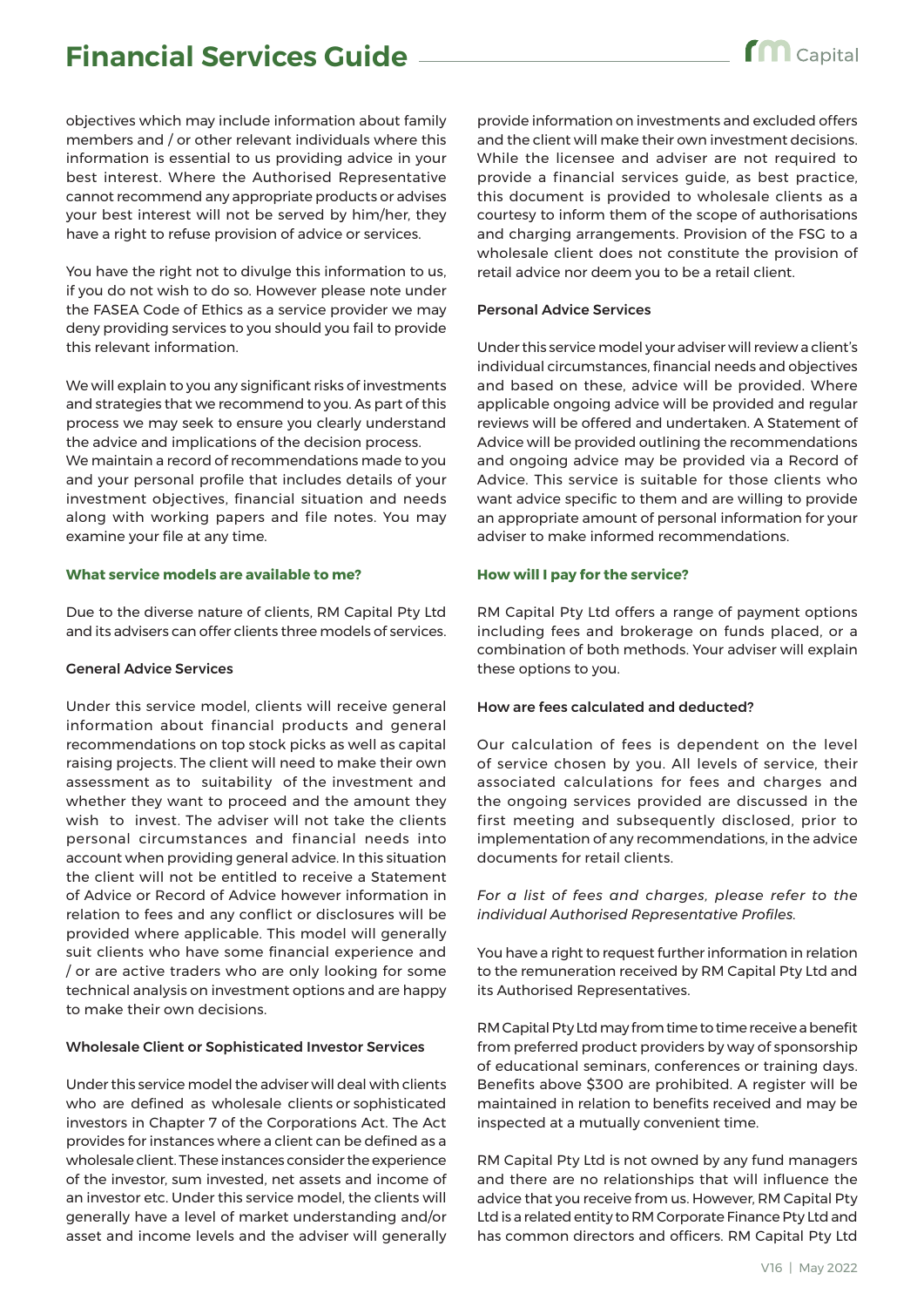objectives which may include information about family members and / or other relevant individuals where this information is essential to us providing advice in your best interest. Where the Authorised Representative cannot recommend any appropriate products or advises your best interest will not be served by him/her, they have a right to refuse provision of advice or services.

You have the right not to divulge this information to us, if you do not wish to do so. However please note under the FASEA Code of Ethics as a service provider we may deny providing services to you should you fail to provide this relevant information.

We will explain to you any significant risks of investments and strategies that we recommend to you. As part of this process we may seek to ensure you clearly understand the advice and implications of the decision process.
We maintain a record of recommendations made to you and your personal profile that includes details of your investment objectives, financial situation and needs along with working papers and file notes. You may examine your file at any time.

### What service models are available to me?

Due to the diverse nature of clients, RM Capital Pty Ltd and its advisers can offer clients three models of services.

#### General Advice Services

Under this service model, clients will receive general information about financial products and general recommendations on top stock picks as well as capital raising projects. The client will need to make their own assessment as to suitability of the investment and whether they want to proceed and the amount they wish to invest. The adviser will not take the clients personal circumstances and financial needs into account when providing general advice. In this situation the client will not be entitled to receive a Statement of Advice or Record of Advice however information in relation to fees and any conflict or disclosures will be provided where applicable. This model will generally suit clients who have some financial experience and / or are active traders who are only looking for some technical analysis on investment options and are happy to make their own decisions.

#### Wholesale Client or Sophisticated Investor Services

Under this service model the adviser will deal with clients who are defined as wholesale clients or sophisticated investors in Chapter 7 of the Corporations Act. The Act provides for instances where a client can be defined as a wholesale client. These instances consider the experience of the investor, sum invested, net assets and income of an investor etc. Under this service model, the clients will generally have a level of market understanding and/or asset and income levels and the adviser will generally provide information on investments and excluded offers and the client will make their own investment decisions. While the licensee and adviser are not required to provide a financial services guide, as best practice, this document is provided to wholesale clients as a courtesy to inform them of the scope of authorisations and charging arrangements. Provision of the FSG to a wholesale client does not constitute the provision of retail advice nor deem you to be a retail client.

#### Personal Advice Services

Under this service model your adviser will review a client's individual circumstances, financial needs and objectives and based on these, advice will be provided. Where applicable ongoing advice will be provided and regular reviews will be offered and undertaken. A Statement of Advice will be provided outlining the recommendations and ongoing advice may be provided via a Record of Advice. This service is suitable for those clients who want advice specific to them and are willing to provide an appropriate amount of personal information for your adviser to make informed recommendations.

### How will I pay for the service?

RM Capital Pty Ltd offers a range of payment options including fees and brokerage on funds placed, or a combination of both methods. Your adviser will explain these options to you.

#### How are fees calculated and deducted?

Our calculation of fees is dependent on the level of service chosen by you. All levels of service, their associated calculations for fees and charges and the ongoing services provided are discussed in the first meeting and subsequently disclosed, prior to implementation of any recommendations, in the advice documents for retail clients.

*For a list of fees and charges, please refer to the individual Authorised Representative Profiles.*

You have a right to request further information in relation to the remuneration received by RM Capital Pty Ltd and its Authorised Representatives.

RM Capital Pty Ltd may from time to time receive a benefit from preferred product providers by way of sponsorship of educational seminars, conferences or training days. Benefits above $300 are prohibited. A register will be maintained in relation to benefits received and may be inspected at a mutually convenient time.

RM Capital Pty Ltd is not owned by any fund managers and there are no relationships that will influence the advice that you receive from us. However, RM Capital Pty Ltd is a related entity to RM Corporate Finance Pty Ltd and has common directors and officers. RM Capital Pty Ltd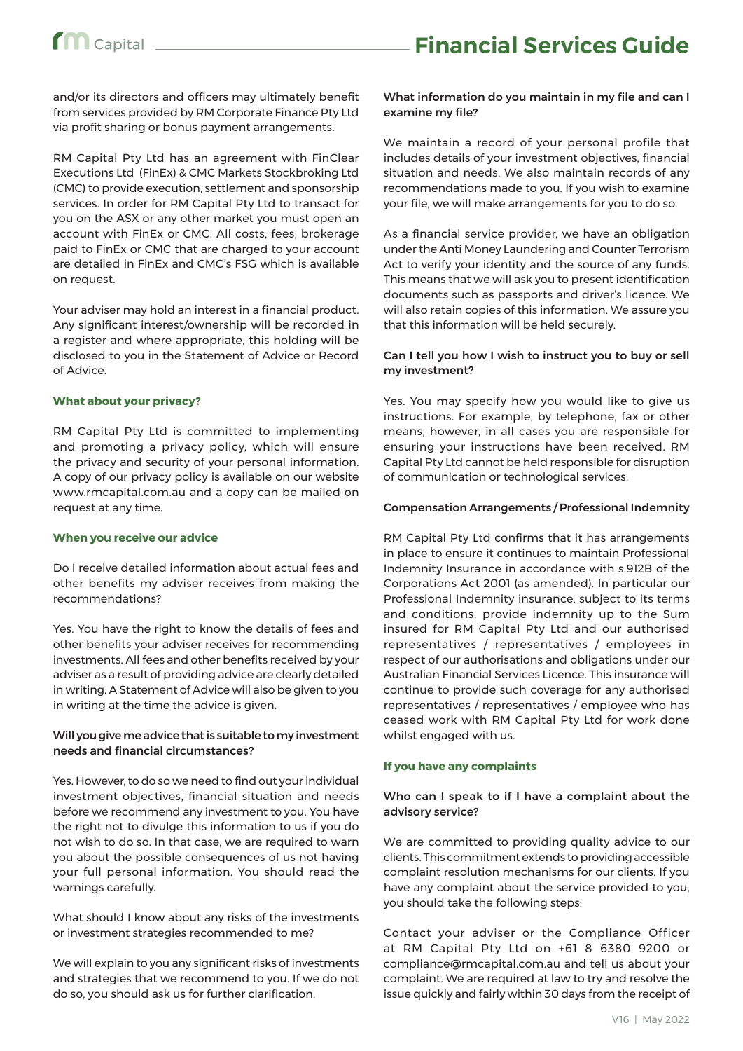and/or its directors and officers may ultimately benefit from services provided by RM Corporate Finance Pty Ltd via profit sharing or bonus payment arrangements.

RM Capital Pty Ltd has an agreement with FinClear Executions Ltd (FinEx) & CMC Markets Stockbroking Ltd (CMC) to provide execution, settlement and sponsorship services. In order for RM Capital Pty Ltd to transact for you on the ASX or any other market you must open an account with FinEx or CMC. All costs, fees, brokerage paid to FinEx or CMC that are charged to your account are detailed in FinEx and CMC's FSG which is available on request.

Your adviser may hold an interest in a financial product. Any significant interest/ownership will be recorded in a register and where appropriate, this holding will be disclosed to you in the Statement of Advice or Record of Advice.

### What about your privacy?

RM Capital Pty Ltd is committed to implementing and promoting a privacy policy, which will ensure the privacy and security of your personal information. A copy of our privacy policy is available on our website www.rmcapital.com.au and a copy can be mailed on request at any time.

### When you receive our advice

Do I receive detailed information about actual fees and other benefits my adviser receives from making the recommendations?

Yes. You have the right to know the details of fees and other benefits your adviser receives for recommending investments. All fees and other benefits received by your adviser as a result of providing advice are clearly detailed in writing. A Statement of Advice will also be given to you in writing at the time the advice is given.

**Will you give me advice that is suitable to my investment needs and financial circumstances?**

Yes. However, to do so we need to find out your individual investment objectives, financial situation and needs before we recommend any investment to you. You have the right not to divulge this information to us if you do not wish to do so. In that case, we are required to warn you about the possible consequences of us not having your full personal information. You should read the warnings carefully.

What should I know about any risks of the investments or investment strategies recommended to me?

We will explain to you any significant risks of investments and strategies that we recommend to you. If we do not do so, you should ask us for further clarification.

**What information do you maintain in my file and can I examine my file?**

We maintain a record of your personal profile that includes details of your investment objectives, financial situation and needs. We also maintain records of any recommendations made to you. If you wish to examine your file, we will make arrangements for you to do so.

As a financial service provider, we have an obligation under the Anti Money Laundering and Counter Terrorism Act to verify your identity and the source of any funds. This means that we will ask you to present identification documents such as passports and driver's licence. We will also retain copies of this information. We assure you that this information will be held securely.

**Can I tell you how I wish to instruct you to buy or sell my investment?**

Yes. You may specify how you would like to give us instructions. For example, by telephone, fax or other means, however, in all cases you are responsible for ensuring your instructions have been received. RM Capital Pty Ltd cannot be held responsible for disruption of communication or technological services.

**Compensation Arrangements / Professional Indemnity**

RM Capital Pty Ltd confirms that it has arrangements in place to ensure it continues to maintain Professional Indemnity Insurance in accordance with s.912B of the Corporations Act 2001 (as amended). In particular our Professional Indemnity insurance, subject to its terms and conditions, provide indemnity up to the Sum insured for RM Capital Pty Ltd and our authorised representatives / representatives / employees in respect of our authorisations and obligations under our Australian Financial Services Licence. This insurance will continue to provide such coverage for any authorised representatives / representatives / employee who has ceased work with RM Capital Pty Ltd for work done whilst engaged with us.

### If you have any complaints

**Who can I speak to if I have a complaint about the advisory service?**

We are committed to providing quality advice to our clients. This commitment extends to providing accessible complaint resolution mechanisms for our clients. If you have any complaint about the service provided to you, you should take the following steps:

Contact your adviser or the Compliance Officer at RM Capital Pty Ltd on +61 8 6380 9200 or compliance@rmcapital.com.au and tell us about your complaint. We are required at law to try and resolve the issue quickly and fairly within 30 days from the receipt of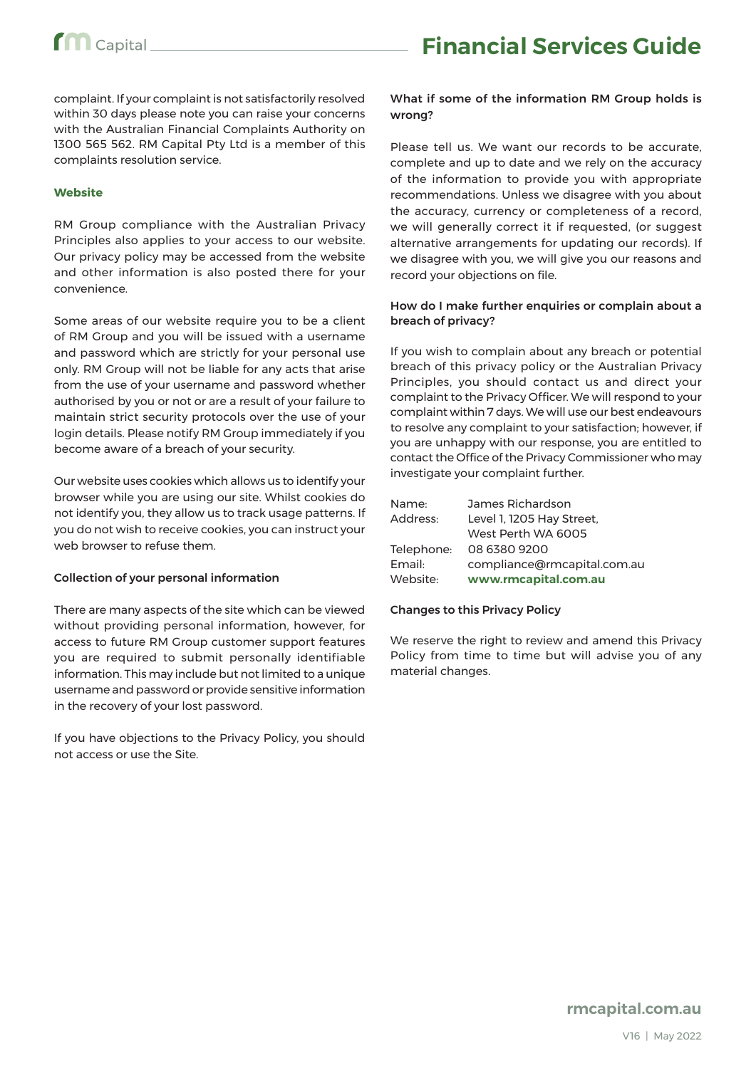complaint. If your complaint is not satisfactorily resolved within 30 days please note you can raise your concerns with the Australian Financial Complaints Authority on 1300 565 562. RM Capital Pty Ltd is a member of this complaints resolution service.

### Website

RM Group compliance with the Australian Privacy Principles also applies to your access to our website. Our privacy policy may be accessed from the website and other information is also posted there for your convenience.

Some areas of our website require you to be a client of RM Group and you will be issued with a username and password which are strictly for your personal use only. RM Group will not be liable for any acts that arise from the use of your username and password whether authorised by you or not or are a result of your failure to maintain strict security protocols over the use of your login details. Please notify RM Group immediately if you become aware of a breach of your security.

Our website uses cookies which allows us to identify your browser while you are using our site. Whilst cookies do not identify you, they allow us to track usage patterns. If you do not wish to receive cookies, you can instruct your web browser to refuse them.

#### Collection of your personal information

There are many aspects of the site which can be viewed without providing personal information, however, for access to future RM Group customer support features you are required to submit personally identifiable information. This may include but not limited to a unique username and password or provide sensitive information in the recovery of your lost password.

If you have objections to the Privacy Policy, you should not access or use the Site.

#### What if some of the information RM Group holds is wrong?

Please tell us. We want our records to be accurate, complete and up to date and we rely on the accuracy of the information to provide you with appropriate recommendations. Unless we disagree with you about the accuracy, currency or completeness of a record, we will generally correct it if requested, (or suggest alternative arrangements for updating our records). If we disagree with you, we will give you our reasons and record your objections on file.

#### How do I make further enquiries or complain about a breach of privacy?

If you wish to complain about any breach or potential breach of this privacy policy or the Australian Privacy Principles, you should contact us and direct your complaint to the Privacy Officer. We will respond to your complaint within 7 days. We will use our best endeavours to resolve any complaint to your satisfaction; however, if you are unhappy with our response, you are entitled to contact the Office of the Privacy Commissioner who may investigate your complaint further.

| | |
|---|---|
| Name: | James Richardson |
| Address: | Level 1, 1205 Hay Street, West Perth WA 6005 |
| Telephone: | 08 6380 9200 |
| Email: | compliance@rmcapital.com.au |
| Website: | **www.rmcapital.com.au** |

#### Changes to this Privacy Policy

We reserve the right to review and amend this Privacy Policy from time to time but will advise you of any material changes.